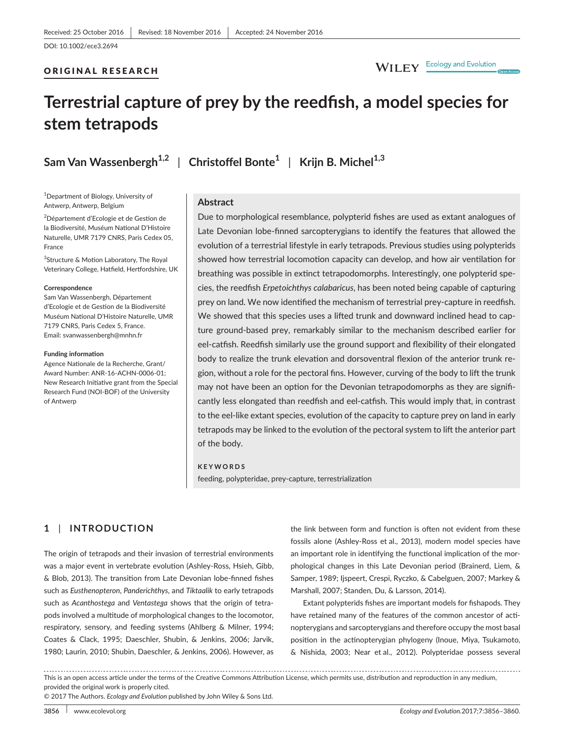Received: 25 October 2016 | Revised: 18 November 2016 | Accepted: 24 November 2016

DOI: 10.1002/ece3.2694

ORIGINAL RESEARCH

# Terrestrial capture of prey by the reedfish, a model species for stem tetrapods

Sam Van Wassenbergh[1,2] | Christoffel Bonte[1] | Krijn B. Michel[1,3]

[1]Department of Biology, University of Antwerp, Antwerp, Belgium

[2]Département d'Ecologie et de Gestion de la Biodiversité, Muséum National D'Histoire Naturelle, UMR 7179 CNRS, Paris Cedex 05, France

[3]Structure & Motion Laboratory, The Royal Veterinary College, Hatfield, Hertfordshire, UK

**Correspondence**
Sam Van Wassenbergh, Département d'Ecologie et de Gestion de la Biodiversité Muséum National D'Histoire Naturelle, UMR 7179 CNRS, Paris Cedex 5, France.
Email: svanwassenbergh@mnhn.fr

**Funding information**
Agence Nationale de la Recherche, Grant/Award Number: ANR-16-ACHN-0006-01; New Research Initiative grant from the Special Research Fund (NOI-BOF) of the University of Antwerp

## Abstract

Due to morphological resemblance, polypterid fishes are used as extant analogues of Late Devonian lobe-finned sarcopterygians to identify the features that allowed the evolution of a terrestrial lifestyle in early tetrapods. Previous studies using polypterids showed how terrestrial locomotion capacity can develop, and how air ventilation for breathing was possible in extinct tetrapodomorphs. Interestingly, one polypterid species, the reedfish *Erpetoichthys calabaricus*, has been noted being capable of capturing prey on land. We now identified the mechanism of terrestrial prey-capture in reedfish. We showed that this species uses a lifted trunk and downward inclined head to capture ground-based prey, remarkably similar to the mechanism described earlier for eel-catfish. Reedfish similarly use the ground support and flexibility of their elongated body to realize the trunk elevation and dorsoventral flexion of the anterior trunk region, without a role for the pectoral fins. However, curving of the body to lift the trunk may not have been an option for the Devonian tetrapodomorphs as they are significantly less elongated than reedfish and eel-catfish. This would imply that, in contrast to the eel-like extant species, evolution of the capacity to capture prey on land in early tetrapods may be linked to the evolution of the pectoral system to lift the anterior part of the body.

**KEYWORDS**
feeding, polypteridae, prey-capture, terrestrialization

## 1 | INTRODUCTION

The origin of tetrapods and their invasion of terrestrial environments was a major event in vertebrate evolution (Ashley-Ross, Hsieh, Gibb, & Blob, 2013). The transition from Late Devonian lobe-finned fishes such as *Eusthenopteron*, *Panderichthys*, and *Tiktaalik* to early tetrapods such as *Acanthostega* and *Ventastega* shows that the origin of tetrapods involved a multitude of morphological changes to the locomotor, respiratory, sensory, and feeding systems (Ahlberg & Milner, 1994; Coates & Clack, 1995; Daeschler, Shubin, & Jenkins, 2006; Jarvik, 1980; Laurin, 2010; Shubin, Daeschler, & Jenkins, 2006). However, as the link between form and function is often not evident from these fossils alone (Ashley-Ross et al., 2013), modern model species have an important role in identifying the functional implication of the morphological changes in this Late Devonian period (Brainerd, Liem, & Samper, 1989; Ijspeert, Crespi, Ryczko, & Cabelguen, 2007; Markey & Marshall, 2007; Standen, Du, & Larsson, 2014).

Extant polypterids fishes are important models for fishapods. They have retained many of the features of the common ancestor of actinopterygians and sarcopterygians and therefore occupy the most basal position in the actinopterygian phylogeny (Inoue, Miya, Tsukamoto, & Nishida, 2003; Near et al., 2012). Polypteridae possess several

This is an open access article under the terms of the Creative Commons Attribution License, which permits use, distribution and reproduction in any medium, provided the original work is properly cited.
© 2017 The Authors. *Ecology and Evolution* published by John Wiley & Sons Ltd.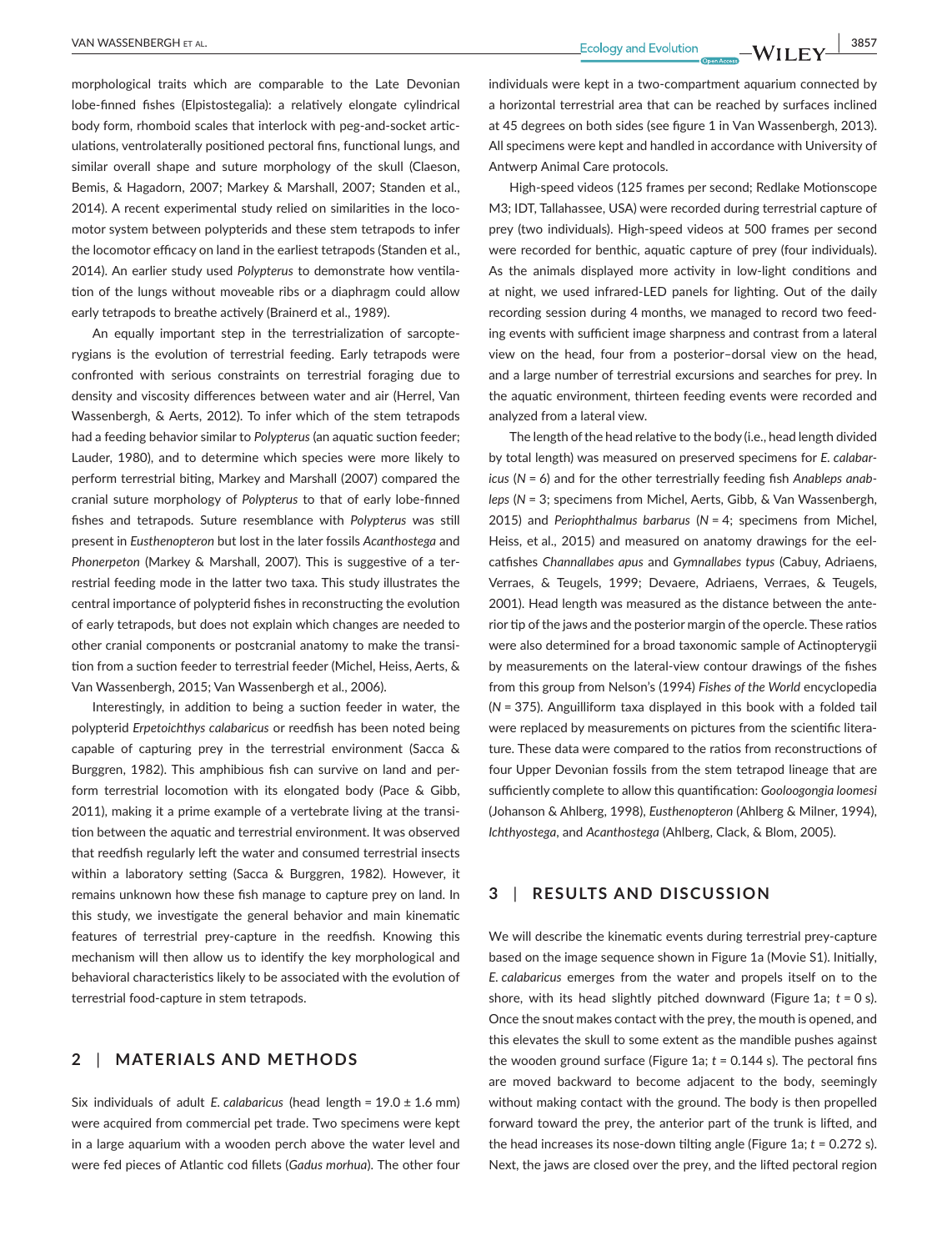morphological traits which are comparable to the Late Devonian lobe-finned fishes (Elpistostegalia): a relatively elongate cylindrical body form, rhomboid scales that interlock with peg-and-socket articulations, ventrolaterally positioned pectoral fins, functional lungs, and similar overall shape and suture morphology of the skull (Claeson, Bemis, & Hagadorn, 2007; Markey & Marshall, 2007; Standen et al., 2014). A recent experimental study relied on similarities in the locomotor system between polypterids and these stem tetrapods to infer the locomotor efficacy on land in the earliest tetrapods (Standen et al., 2014). An earlier study used *Polypterus* to demonstrate how ventilation of the lungs without moveable ribs or a diaphragm could allow early tetrapods to breathe actively (Brainerd et al., 1989).

An equally important step in the terrestrialization of sarcopterygians is the evolution of terrestrial feeding. Early tetrapods were confronted with serious constraints on terrestrial foraging due to density and viscosity differences between water and air (Herrel, Van Wassenbergh, & Aerts, 2012). To infer which of the stem tetrapods had a feeding behavior similar to *Polypterus* (an aquatic suction feeder; Lauder, 1980), and to determine which species were more likely to perform terrestrial biting, Markey and Marshall (2007) compared the cranial suture morphology of *Polypterus* to that of early lobe-finned fishes and tetrapods. Suture resemblance with *Polypterus* was still present in *Eusthenopteron* but lost in the later fossils *Acanthostega* and *Phonerpeton* (Markey & Marshall, 2007). This is suggestive of a terrestrial feeding mode in the latter two taxa. This study illustrates the central importance of polypterid fishes in reconstructing the evolution of early tetrapods, but does not explain which changes are needed to other cranial components or postcranial anatomy to make the transition from a suction feeder to terrestrial feeder (Michel, Heiss, Aerts, & Van Wassenbergh, 2015; Van Wassenbergh et al., 2006).

Interestingly, in addition to being a suction feeder in water, the polypterid *Erpetoichthys calabaricus* or reedfish has been noted being capable of capturing prey in the terrestrial environment (Sacca & Burggren, 1982). This amphibious fish can survive on land and perform terrestrial locomotion with its elongated body (Pace & Gibb, 2011), making it a prime example of a vertebrate living at the transition between the aquatic and terrestrial environment. It was observed that reedfish regularly left the water and consumed terrestrial insects within a laboratory setting (Sacca & Burggren, 1982). However, it remains unknown how these fish manage to capture prey on land. In this study, we investigate the general behavior and main kinematic features of terrestrial prey-capture in the reedfish. Knowing this mechanism will then allow us to identify the key morphological and behavioral characteristics likely to be associated with the evolution of terrestrial food-capture in stem tetrapods.

## 2 | MATERIALS AND METHODS

Six individuals of adult *E. calabaricus* (head length = 19.0 ± 1.6 mm) were acquired from commercial pet trade. Two specimens were kept in a large aquarium with a wooden perch above the water level and were fed pieces of Atlantic cod fillets (*Gadus morhua*). The other four individuals were kept in a two-compartment aquarium connected by a horizontal terrestrial area that can be reached by surfaces inclined at 45 degrees on both sides (see figure 1 in Van Wassenbergh, 2013). All specimens were kept and handled in accordance with University of Antwerp Animal Care protocols.

High-speed videos (125 frames per second; Redlake Motionscope M3; IDT, Tallahassee, USA) were recorded during terrestrial capture of prey (two individuals). High-speed videos at 500 frames per second were recorded for benthic, aquatic capture of prey (four individuals). As the animals displayed more activity in low-light conditions and at night, we used infrared-LED panels for lighting. Out of the daily recording session during 4 months, we managed to record two feeding events with sufficient image sharpness and contrast from a lateral view on the head, four from a posterior–dorsal view on the head, and a large number of terrestrial excursions and searches for prey. In the aquatic environment, thirteen feeding events were recorded and analyzed from a lateral view.

The length of the head relative to the body (i.e., head length divided by total length) was measured on preserved specimens for *E. calabaricus* ($N = 6$) and for the other terrestrially feeding fish *Anableps anableps* ($N = 3$; specimens from Michel, Aerts, Gibb, & Van Wassenbergh, 2015) and *Periophthalmus barbarus* ($N = 4$; specimens from Michel, Heiss, et al., 2015) and measured on anatomy drawings for the eel-catfishes *Channallabes apus* and *Gymnallabes typus* (Cabuy, Adriaens, Verraes, & Teugels, 1999; Devaere, Adriaens, Verraes, & Teugels, 2001). Head length was measured as the distance between the anterior tip of the jaws and the posterior margin of the opercle. These ratios were also determined for a broad taxonomic sample of Actinopterygii by measurements on the lateral-view contour drawings of the fishes from this group from Nelson's (1994) *Fishes of the World* encyclopedia ($N = 375$). Anguilliform taxa displayed in this book with a folded tail were replaced by measurements on pictures from the scientific literature. These data were compared to the ratios from reconstructions of four Upper Devonian fossils from the stem tetrapod lineage that are sufficiently complete to allow this quantification: *Gooloogongia loomesi* (Johanson & Ahlberg, 1998), *Eusthenopteron* (Ahlberg & Milner, 1994), *Ichthyostega*, and *Acanthostega* (Ahlberg, Clack, & Blom, 2005).

## 3 | RESULTS AND DISCUSSION

We will describe the kinematic events during terrestrial prey-capture based on the image sequence shown in Figure 1a (Movie S1). Initially, *E. calabaricus* emerges from the water and propels itself on to the shore, with its head slightly pitched downward (Figure 1a; $t = 0$ s). Once the snout makes contact with the prey, the mouth is opened, and this elevates the skull to some extent as the mandible pushes against the wooden ground surface (Figure 1a; $t = 0.144$ s). The pectoral fins are moved backward to become adjacent to the body, seemingly without making contact with the ground. The body is then propelled forward toward the prey, the anterior part of the trunk is lifted, and the head increases its nose-down tilting angle (Figure 1a; $t = 0.272$ s). Next, the jaws are closed over the prey, and the lifted pectoral region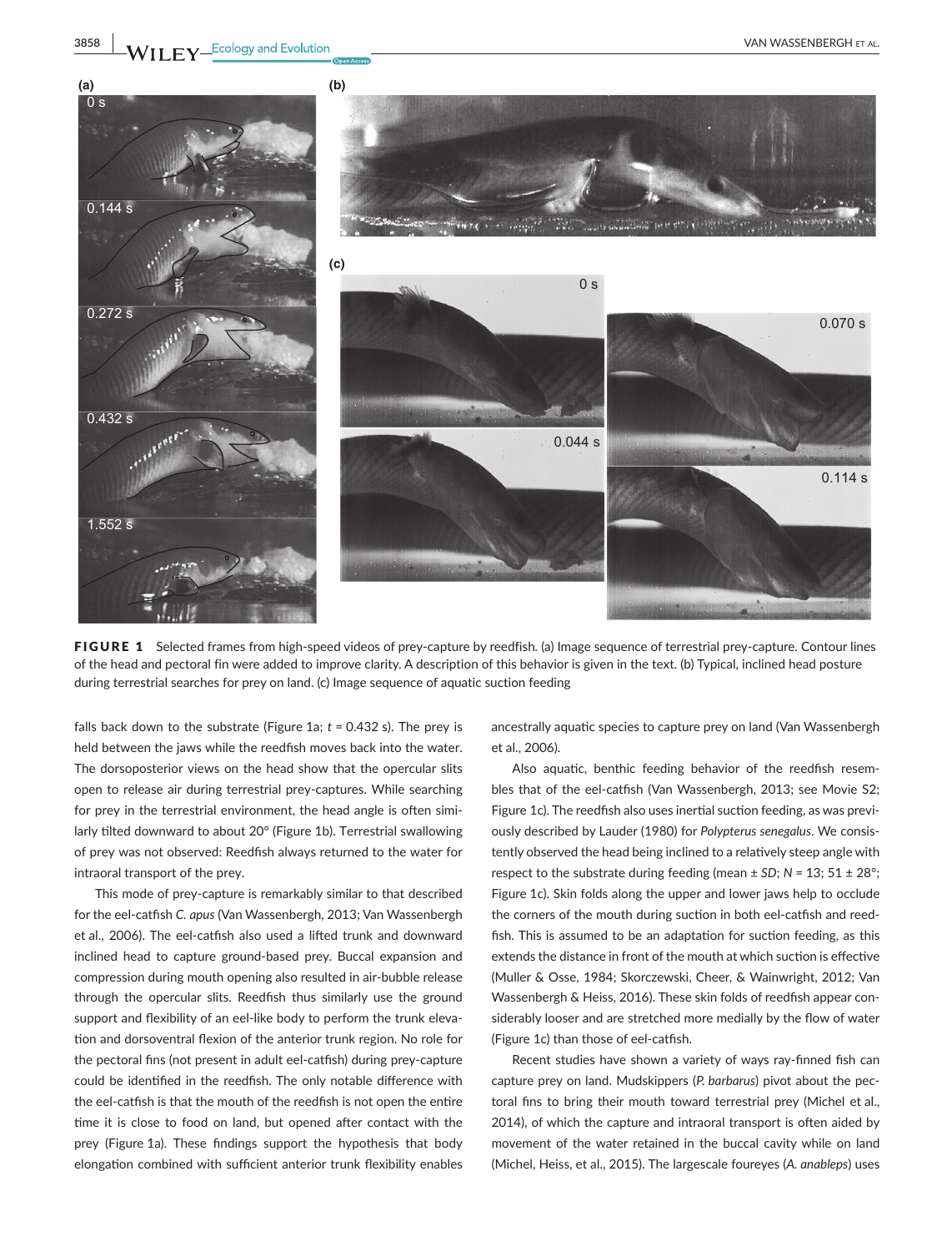**FIGURE 1** Selected frames from high-speed videos of prey-capture by reedfish. (a) Image sequence of terrestrial prey-capture. Contour lines of the head and pectoral fin were added to improve clarity. A description of this behavior is given in the text. (b) Typical, inclined head posture during terrestrial searches for prey on land. (c) Image sequence of aquatic suction feeding

falls back down to the substrate (Figure 1a; $t$ = 0.432 s). The prey is held between the jaws while the reedfish moves back into the water. The dorsoposterior views on the head show that the opercular slits open to release air during terrestrial prey-captures. While searching for prey in the terrestrial environment, the head angle is often similarly tilted downward to about 20° (Figure 1b). Terrestrial swallowing of prey was not observed: Reedfish always returned to the water for intraoral transport of the prey.

This mode of prey-capture is remarkably similar to that described for the eel-catfish *C. apus* (Van Wassenbergh, 2013; Van Wassenbergh et al., 2006). The eel-catfish also used a lifted trunk and downward inclined head to capture ground-based prey. Buccal expansion and compression during mouth opening also resulted in air-bubble release through the opercular slits. Reedfish thus similarly use the ground support and flexibility of an eel-like body to perform the trunk elevation and dorsoventral flexion of the anterior trunk region. No role for the pectoral fins (not present in adult eel-catfish) during prey-capture could be identified in the reedfish. The only notable difference with the eel-catfish is that the mouth of the reedfish is not open the entire time it is close to food on land, but opened after contact with the prey (Figure 1a). These findings support the hypothesis that body elongation combined with sufficient anterior trunk flexibility enables ancestrally aquatic species to capture prey on land (Van Wassenbergh et al., 2006).

Also aquatic, benthic feeding behavior of the reedfish resembles that of the eel-catfish (Van Wassenbergh, 2013; see Movie S2; Figure 1c). The reedfish also uses inertial suction feeding, as was previously described by Lauder (1980) for *Polypterus senegalus*. We consistently observed the head being inclined to a relatively steep angle with respect to the substrate during feeding (mean ± *SD*; $N$ = 13; 51 ± 28°; Figure 1c). Skin folds along the upper and lower jaws help to occlude the corners of the mouth during suction in both eel-catfish and reedfish. This is assumed to be an adaptation for suction feeding, as this extends the distance in front of the mouth at which suction is effective (Muller & Osse, 1984; Skorczewski, Cheer, & Wainwright, 2012; Van Wassenbergh & Heiss, 2016). These skin folds of reedfish appear considerably looser and are stretched more medially by the flow of water (Figure 1c) than those of eel-catfish.

Recent studies have shown a variety of ways ray-finned fish can capture prey on land. Mudskippers (*P. barbarus*) pivot about the pectoral fins to bring their mouth toward terrestrial prey (Michel et al., 2014), of which the capture and intraoral transport is often aided by movement of the water retained in the buccal cavity while on land (Michel, Heiss, et al., 2015). The largescale foureyes (*A. anableps*) uses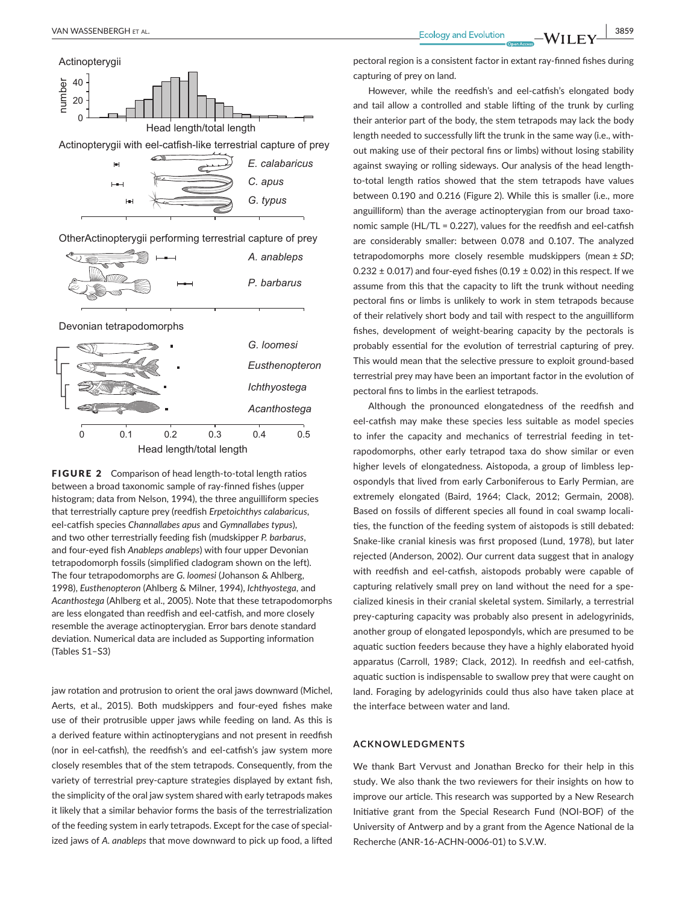**FIGURE 2** Comparison of head length-to-total length ratios between a broad taxonomic sample of ray-finned fishes (upper histogram; data from Nelson, 1994), the three anguilliform species that terrestrially capture prey (reedfish *Erpetoichthys calabaricus*, eel-catfish species *Channallabes apus* and *Gymnallabes typus*), and two other terrestrially feeding fish (mudskipper *P. barbarus*, and four-eyed fish *Anableps anableps*) with four upper Devonian tetrapodomorph fossils (simplified cladogram shown on the left). The four tetrapodomorphs are *G. loomesi* (Johanson & Ahlberg, 1998), *Eusthenopteron* (Ahlberg & Milner, 1994), *Ichthyostega*, and *Acanthostega* (Ahlberg et al., 2005). Note that these tetrapodomorphs are less elongated than reedfish and eel-catfish, and more closely resemble the average actinopterygian. Error bars denote standard deviation. Numerical data are included as Supporting information (Tables S1–S3)

jaw rotation and protrusion to orient the oral jaws downward (Michel, Aerts, et al., 2015). Both mudskippers and four-eyed fishes make use of their protrusible upper jaws while feeding on land. As this is a derived feature within actinopterygians and not present in reedfish (nor in eel-catfish), the reedfish's and eel-catfish's jaw system more closely resembles that of the stem tetrapods. Consequently, from the variety of terrestrial prey-capture strategies displayed by extant fish, the simplicity of the oral jaw system shared with early tetrapods makes it likely that a similar behavior forms the basis of the terrestrialization of the feeding system in early tetrapods. Except for the case of specialized jaws of *A. anableps* that move downward to pick up food, a lifted pectoral region is a consistent factor in extant ray-finned fishes during capturing of prey on land.

However, while the reedfish's and eel-catfish's elongated body and tail allow a controlled and stable lifting of the trunk by curling their anterior part of the body, the stem tetrapods may lack the body length needed to successfully lift the trunk in the same way (i.e., without making use of their pectoral fins or limbs) without losing stability against swaying or rolling sideways. Our analysis of the head length-to-total length ratios showed that the stem tetrapods have values between 0.190 and 0.216 (Figure 2). While this is smaller (i.e., more anguilliform) than the average actinopterygian from our broad taxonomic sample (HL/TL = 0.227), values for the reedfish and eel-catfish are considerably smaller: between 0.078 and 0.107. The analyzed tetrapodomorphs more closely resemble mudskippers (mean ± *SD*; 0.232 ± 0.017) and four-eyed fishes (0.19 ± 0.02) in this respect. If we assume from this that the capacity to lift the trunk without needing pectoral fins or limbs is unlikely to work in stem tetrapods because of their relatively short body and tail with respect to the anguilliform fishes, development of weight-bearing capacity by the pectorals is probably essential for the evolution of terrestrial capturing of prey. This would mean that the selective pressure to exploit ground-based terrestrial prey may have been an important factor in the evolution of pectoral fins to limbs in the earliest tetrapods.

Although the pronounced elongatedness of the reedfish and eel-catfish may make these species less suitable as model species to infer the capacity and mechanics of terrestrial feeding in tetrapodomorphs, other early tetrapod taxa do show similar or even higher levels of elongatedness. Aistopoda, a group of limbless lepospondyls that lived from early Carboniferous to Early Permian, are extremely elongated (Baird, 1964; Clack, 2012; Germain, 2008). Based on fossils of different species all found in coal swamp localities, the function of the feeding system of aistopods is still debated: Snake-like cranial kinesis was first proposed (Lund, 1978), but later rejected (Anderson, 2002). Our current data suggest that in analogy with reedfish and eel-catfish, aistopods probably were capable of capturing relatively small prey on land without the need for a specialized kinesis in their cranial skeletal system. Similarly, a terrestrial prey-capturing capacity was probably also present in adelogyrinids, another group of elongated lepospondyls, which are presumed to be aquatic suction feeders because they have a highly elaborated hyoid apparatus (Carroll, 1989; Clack, 2012). In reedfish and eel-catfish, aquatic suction is indispensable to swallow prey that were caught on land. Foraging by adelogyrinids could thus also have taken place at the interface between water and land.

## ACKNOWLEDGMENTS

We thank Bart Vervust and Jonathan Brecko for their help in this study. We also thank the two reviewers for their insights on how to improve our article. This research was supported by a New Research Initiative grant from the Special Research Fund (NOI-BOF) of the University of Antwerp and by a grant from the Agence National de la Recherche (ANR-16-ACHN-0006-01) to S.V.W.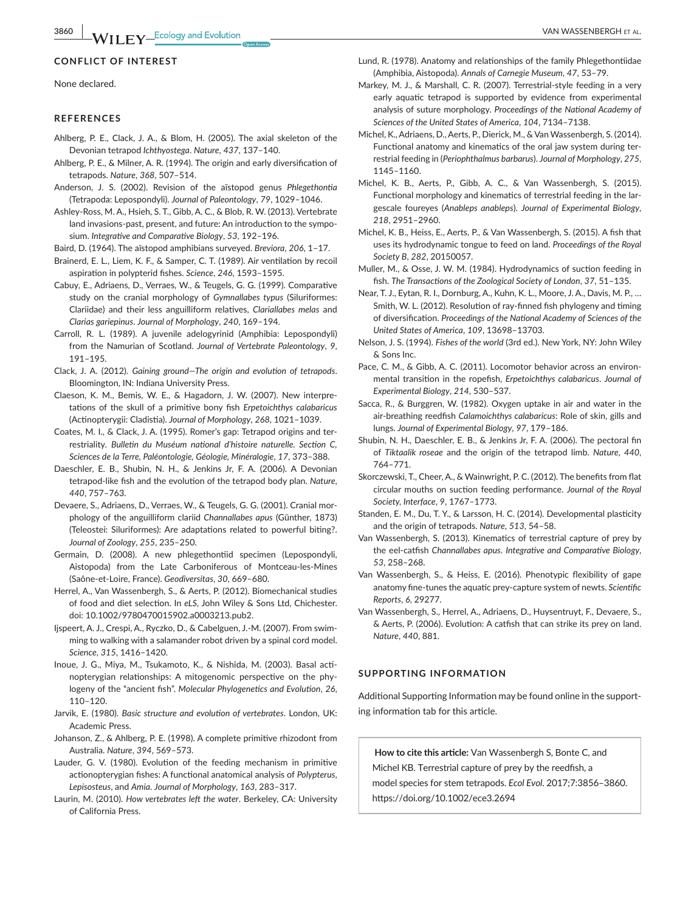## CONFLICT OF INTEREST

None declared.

## REFERENCES

Ahlberg, P. E., Clack, J. A., & Blom, H. (2005). The axial skeleton of the Devonian tetrapod *Ichthyostega*. *Nature*, *437*, 137–140.

Ahlberg, P. E., & Milner, A. R. (1994). The origin and early diversification of tetrapods. *Nature*, *368*, 507–514.

Anderson, J. S. (2002). Revision of the aïstopod genus *Phlegethontia* (Tetrapoda: Lepospondyli). *Journal of Paleontology*, *79*, 1029–1046.

Ashley-Ross, M. A., Hsieh, S. T., Gibb, A. C., & Blob, R. W. (2013). Vertebrate land invasions-past, present, and future: An introduction to the symposium. *Integrative and Comparative Biology*, *53*, 192–196.

Baird, D. (1964). The aïstopod amphibians surveyed. *Breviora*, *206*, 1–17.

Brainerd, E. L., Liem, K. F., & Samper, C. T. (1989). Air ventilation by recoil aspiration in polypterid fishes. *Science*, *246*, 1593–1595.

Cabuy, E., Adriaens, D., Verraes, W., & Teugels, G. G. (1999). Comparative study on the cranial morphology of *Gymnallabes typus* (Siluriformes: Clariidae) and their less anguilliform relatives, *Clariallabes melas* and *Clarias gariepinus*. *Journal of Morphology*, *240*, 169–194.

Carroll, R. L. (1989). A juvenile adelogyrinid (Amphibia: Lepospondyli) from the Namurian of Scotland. *Journal of Vertebrate Paleontology*, *9*, 191–195.

Clack, J. A. (2012). *Gaining ground—The origin and evolution of tetrapods*. Bloomington, IN: Indiana University Press.

Claeson, K. M., Bemis, W. E., & Hagadorn, J. W. (2007). New interpretations of the skull of a primitive bony fish *Erpetoichthys calabaricus* (Actinopterygii: Cladistia). *Journal of Morphology*, *268*, 1021–1039.

Coates, M. I., & Clack, J. A. (1995). Romer's gap: Tetrapod origins and terrestriality. *Bulletin du Muséum national d'histoire naturelle. Section C, Sciences de la Terre, Paléontologie, Géologie, Minéralogie*, *17*, 373–388.

Daeschler, E. B., Shubin, N. H., & Jenkins Jr, F. A. (2006). A Devonian tetrapod-like fish and the evolution of the tetrapod body plan. *Nature*, *440*, 757–763.

Devaere, S., Adriaens, D., Verraes, W., & Teugels, G. G. (2001). Cranial morphology of the anguilliform clariid *Channallabes apus* (Günther, 1873) (Teleostei: Siluriformes): Are adaptations related to powerful biting?. *Journal of Zoology*, *255*, 235–250.

Germain, D. (2008). A new phlegethontiid specimen (Lepospondyli, Aistopoda) from the Late Carboniferous of Montceau-les-Mines (Saône-et-Loire, France). *Geodiversitas*, *30*, 669–680.

Herrel, A., Van Wassenbergh, S., & Aerts, P. (2012). Biomechanical studies of food and diet selection. In *eLS*, John Wiley & Sons Ltd, Chichester. doi: 10.1002/9780470015902.a0003213.pub2.

Ijspeert, A. J., Crespi, A., Ryczko, D., & Cabelguen, J.-M. (2007). From swimming to walking with a salamander robot driven by a spinal cord model. *Science*, *315*, 1416–1420.

Inoue, J. G., Miya, M., Tsukamoto, K., & Nishida, M. (2003). Basal actinopterygian relationships: A mitogenomic perspective on the phylogeny of the "ancient fish". *Molecular Phylogenetics and Evolution*, *26*, 110–120.

Jarvik, E. (1980). *Basic structure and evolution of vertebrates*. London, UK: Academic Press.

Johanson, Z., & Ahlberg, P. E. (1998). A complete primitive rhizodont from Australia. *Nature*, *394*, 569–573.

Lauder, G. V. (1980). Evolution of the feeding mechanism in primitive actionopterygian fishes: A functional anatomical analysis of *Polypterus*, *Lepisosteus*, and *Amia*. *Journal of Morphology*, *163*, 283–317.

Laurin, M. (2010). *How vertebrates left the water*. Berkeley, CA: University of California Press.

Lund, R. (1978). Anatomy and relationships of the family Phlegethontiidae (Amphibia, Aistopoda). *Annals of Carnegie Museum*, *47*, 53–79.

Markey, M. J., & Marshall, C. R. (2007). Terrestrial-style feeding in a very early aquatic tetrapod is supported by evidence from experimental analysis of suture morphology. *Proceedings of the National Academy of Sciences of the United States of America*, *104*, 7134–7138.

Michel, K., Adriaens, D., Aerts, P., Dierick, M., & Van Wassenbergh, S. (2014). Functional anatomy and kinematics of the oral jaw system during terrestrial feeding in (*Periophthalmus barbarus*). *Journal of Morphology*, *275*, 1145–1160.

Michel, K. B., Aerts, P., Gibb, A. C., & Van Wassenbergh, S. (2015). Functional morphology and kinematics of terrestrial feeding in the largescale foureyes (*Anableps anableps*). *Journal of Experimental Biology*, *218*, 2951–2960.

Michel, K. B., Heiss, E., Aerts, P., & Van Wassenbergh, S. (2015). A fish that uses its hydrodynamic tongue to feed on land. *Proceedings of the Royal Society B*, *282*, 20150057.

Muller, M., & Osse, J. W. M. (1984). Hydrodynamics of suction feeding in fish. *The Transactions of the Zoological Society of London*, *37*, 51–135.

Near, T. J., Eytan, R. I., Dornburg, A., Kuhn, K. L., Moore, J. A., Davis, M. P., … Smith, W. L. (2012). Resolution of ray-finned fish phylogeny and timing of diversification. *Proceedings of the National Academy of Sciences of the United States of America*, *109*, 13698–13703.

Nelson, J. S. (1994). *Fishes of the world* (3rd ed.). New York, NY: John Wiley & Sons Inc.

Pace, C. M., & Gibb, A. C. (2011). Locomotor behavior across an environmental transition in the ropefish, *Erpetoichthys calabaricus*. *Journal of Experimental Biology*, *214*, 530–537.

Sacca, R., & Burggren, W. (1982). Oxygen uptake in air and water in the air-breathing reedfish *Calamoichthys calabaricus*: Role of skin, gills and lungs. *Journal of Experimental Biology*, *97*, 179–186.

Shubin, N. H., Daeschler, E. B., & Jenkins Jr, F. A. (2006). The pectoral fin of *Tiktaalik roseae* and the origin of the tetrapod limb. *Nature*, *440*, 764–771.

Skorczewski, T., Cheer, A., & Wainwright, P. C. (2012). The benefits from flat circular mouths on suction feeding performance. *Journal of the Royal Society, Interface*, *9*, 1767–1773.

Standen, E. M., Du, T. Y., & Larsson, H. C. (2014). Developmental plasticity and the origin of tetrapods. *Nature*, *513*, 54–58.

Van Wassenbergh, S. (2013). Kinematics of terrestrial capture of prey by the eel-catfish *Channallabes apus*. *Integrative and Comparative Biology*, *53*, 258–268.

Van Wassenbergh, S., & Heiss, E. (2016). Phenotypic flexibility of gape anatomy fine-tunes the aquatic prey-capture system of newts. *Scientific Reports*, *6*, 29277.

Van Wassenbergh, S., Herrel, A., Adriaens, D., Huysentruyt, F., Devaere, S., & Aerts, P. (2006). Evolution: A catfish that can strike its prey on land. *Nature*, *440*, 881.

## SUPPORTING INFORMATION

Additional Supporting Information may be found online in the supporting information tab for this article.

**How to cite this article:** Van Wassenbergh S, Bonte C, and Michel KB. Terrestrial capture of prey by the reedfish, a model species for stem tetrapods. *Ecol Evol*. 2017;7:3856–3860. https://doi.org/10.1002/ece3.2694